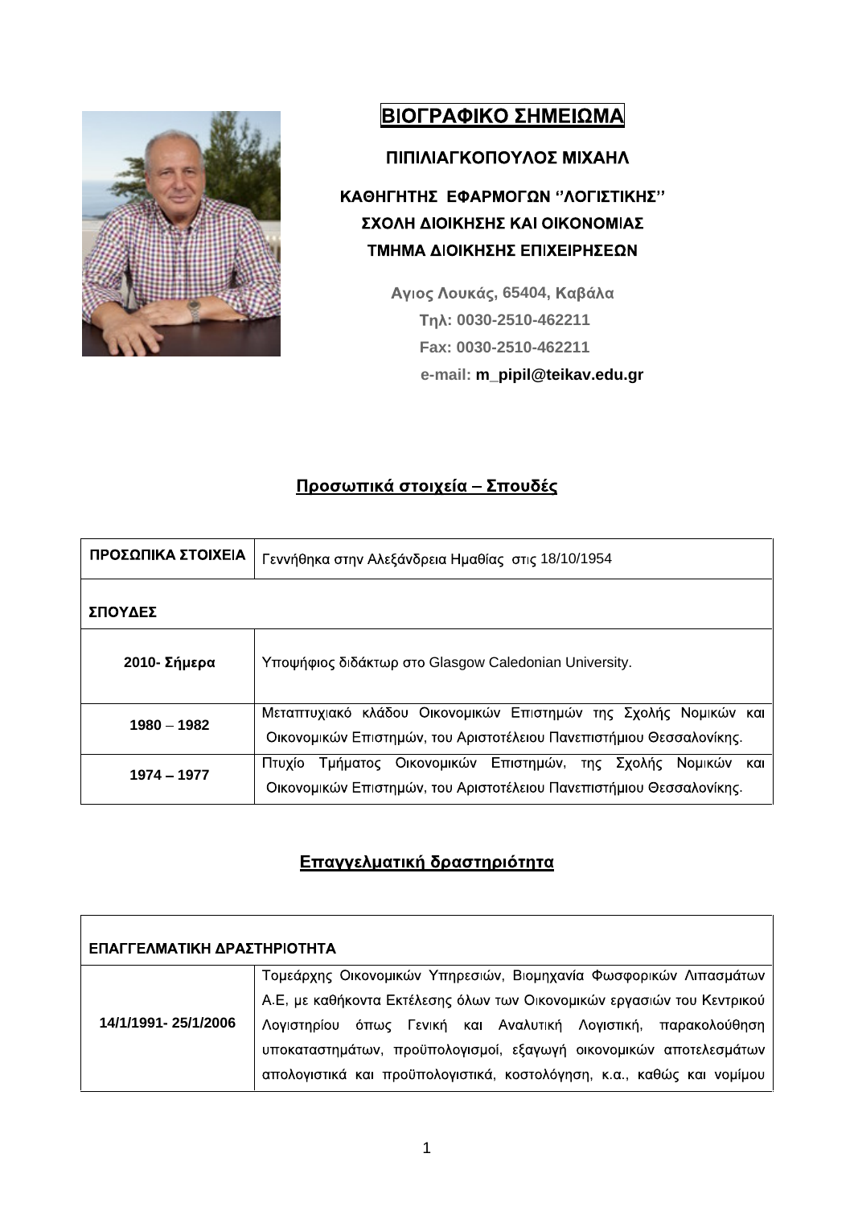# ΒΙΟΓΡΑΦΙΚΟ ΣΗΜΕΙΩΜΑ

## ΠΙΠΙΛΙΑΓΚΟΠΟΥΛΟΣ ΜΙΧΑΗΛ

### ΚΑΘΗΓΗΤΗΣ ΕΦΑΡΜΟΓΩΝ ''ΛΟΓΙΣΤΙΚΗΣ''
### ΣΧΟΛΗ ΔΙΟΙΚΗΣΗΣ ΚΑΙ ΟΙΚΟΝΟΜΙΑΣ
### ΤΜΗΜΑ ΔΙΟΙΚΗΣΗΣ ΕΠΙΧΕΙΡΗΣΕΩΝ

**Αγιος Λουκάς, 65404, Καβάλα**
**Τηλ: 0030-2510-462211**
**Fax: 0030-2510-462211**
**e-mail: m_pipil@teikav.edu.gr**

## Προσωπικά στοιχεία – Σπουδές

| ΠΡΟΣΩΠΙΚΑ ΣΤΟΙΧΕΙΑ | Γεννήθηκα στην Αλεξάνδρεια Ημαθίας στις 18/10/1954 |
|---|---|
| **ΣΠΟΥΔΕΣ** | |
| **2010- Σήμερα** | Υποψήφιος διδάκτωρ στο Glasgow Caledonian University. |
| **1980 – 1982** | Μεταπτυχιακό κλάδου Οικονομικών Επιστημών της Σχολής Νομικών και Οικονομικών Επιστημών, του Αριστοτέλειου Πανεπιστήμιου Θεσσαλονίκης. |
| **1974 – 1977** | Πτυχίο Τμήματος Οικονομικών Επιστημών, της Σχολής Νομικών και Οικονομικών Επιστημών, του Αριστοτέλειου Πανεπιστήμιου Θεσσαλονίκης. |

## Επαγγελματική δραστηριότητα

| ΕΠΑΓΓΕΛΜΑΤΙΚΗ ΔΡΑΣΤΗΡΙΟΤΗΤΑ | |
|---|---|
| **14/1/1991- 25/1/2006** | Τομεάρχης Οικονομικών Υπηρεσιών, Βιομηχανία Φωσφορικών Λιπασμάτων Α.Ε, με καθήκοντα Εκτέλεσης όλων των Οικονομικών εργασιών του Κεντρικού Λογιστηρίου όπως Γενική και Αναλυτική Λογιστική, παρακολούθηση υποκαταστημάτων, προϋπολογισμοί, εξαγωγή οικονομικών αποτελεσμάτων απολογιστικά και προϋπολογιστικά, κοστολόγηση, κ.α., καθώς και νομίμου |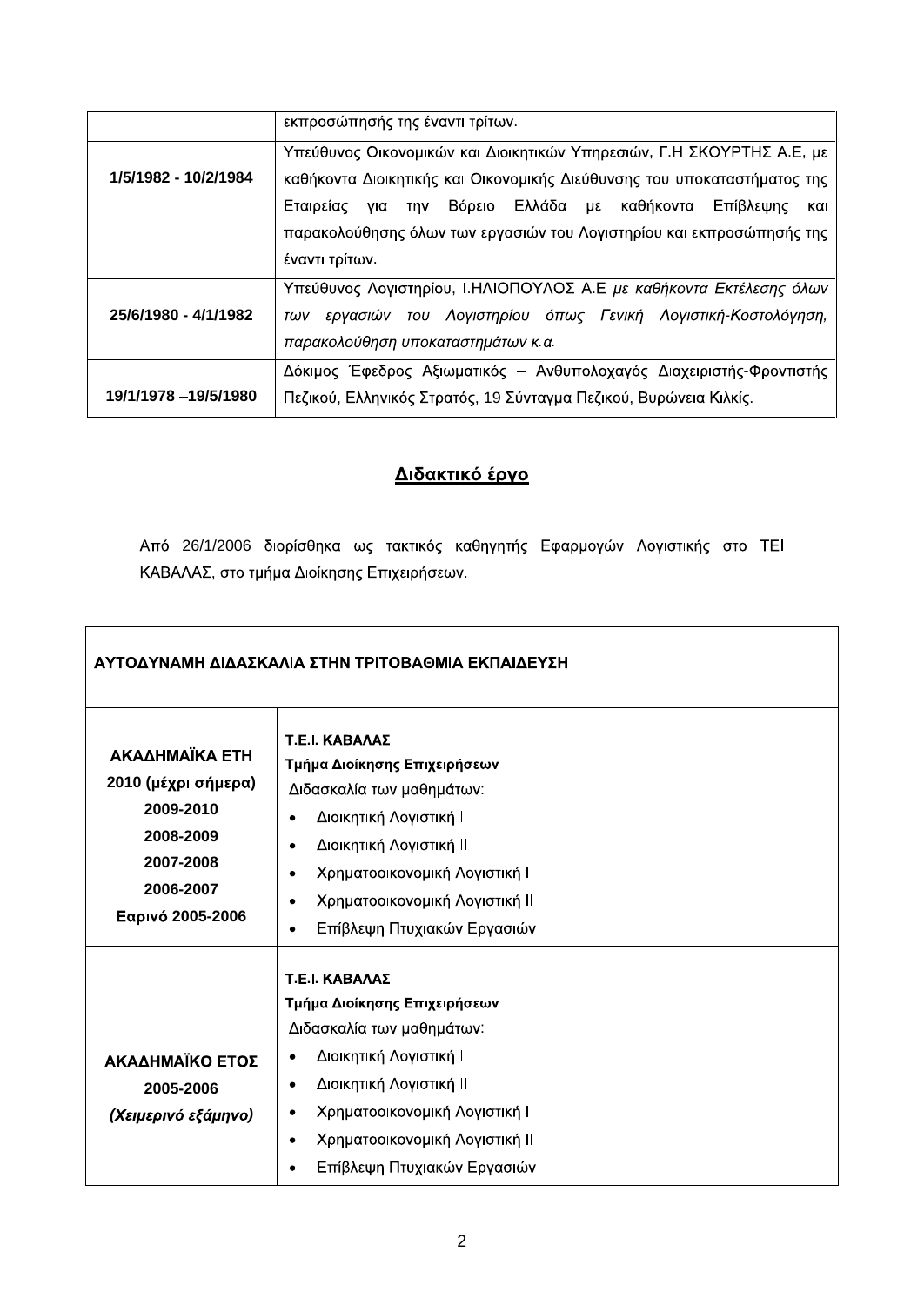| | |
|---|---|
| | εκπροσώπησής της έναντι τρίτων. |
| **1/5/1982 - 10/2/1984** | Υπεύθυνος Οικονομικών και Διοικητικών Υπηρεσιών, Γ.Η ΣΚΟΥΡΤΗΣ Α.Ε, με καθήκοντα Διοικητικής και Οικονομικής Διεύθυνσης του υποκαταστήματος της Εταιρείας για την Βόρειο Ελλάδα με καθήκοντα Επίβλεψης και παρακολούθησης όλων των εργασιών του Λογιστηρίου και εκπροσώπησής της έναντι τρίτων. |
| **25/6/1980 - 4/1/1982** | Υπεύθυνος Λογιστηρίου, Ι.ΗΛΙΟΠΟΥΛΟΣ Α.Ε *με καθήκοντα Εκτέλεσης όλων των εργασιών του Λογιστηρίου όπως Γενική Λογιστική-Κοστολόγηση, παρακολούθηση υποκαταστημάτων κ.α.* |
| **19/1/1978 –19/5/1980** | Δόκιμος Έφεδρος Αξιωματικός – Ανθυπολοχαγός Διαχειριστής-Φροντιστής Πεζικού, Ελληνικός Στρατός, 19 Σύνταγμα Πεζικού, Βυρώνεια Κιλκίς. |

## Διδακτικό έργο

Από 26/1/2006 διορίσθηκα ως τακτικός καθηγητής Εφαρμογών Λογιστικής στο ΤΕΙ ΚΑΒΑΛΑΣ, στο τμήμα Διοίκησης Επιχειρήσεων.

| ΑΥΤΟΔΥΝΑΜΗ ΔΙΔΑΣΚΑΛΙΑ ΣΤΗΝ ΤΡΙΤΟΒΑΘΜΙΑ ΕΚΠΑΙΔΕΥΣΗ | |
|---|---|
| **ΑΚΑΔΗΜΑΪΚΑ ΕΤΗ**<br>**2010 (μέχρι σήμερα)**<br>**2009-2010**<br>**2008-2009**<br>**2007-2008**<br>**2006-2007**<br>**Εαρινό 2005-2006** | **Τ.Ε.Ι. ΚΑΒΑΛΑΣ**<br>**Τμήμα Διοίκησης Επιχειρήσεων**<br>Διδασκαλία των μαθημάτων:<br>• Διοικητική Λογιστική Ι<br>• Διοικητική Λογιστική ΙΙ<br>• Χρηματοοικονομική Λογιστική Ι<br>• Χρηματοοικονομική Λογιστική ΙΙ<br>• Επίβλεψη Πτυχιακών Εργασιών |
| **ΑΚΑΔΗΜΑΪΚΟ ΕΤΟΣ**<br>**2005-2006**<br>***(Χειμερινό εξάμηνο)*** | **Τ.Ε.Ι. ΚΑΒΑΛΑΣ**<br>**Τμήμα Διοίκησης Επιχειρήσεων**<br>Διδασκαλία των μαθημάτων:<br>• Διοικητική Λογιστική Ι<br>• Διοικητική Λογιστική ΙΙ<br>• Χρηματοοικονομική Λογιστική Ι<br>• Χρηματοοικονομική Λογιστική ΙΙ<br>• Επίβλεψη Πτυχιακών Εργασιών |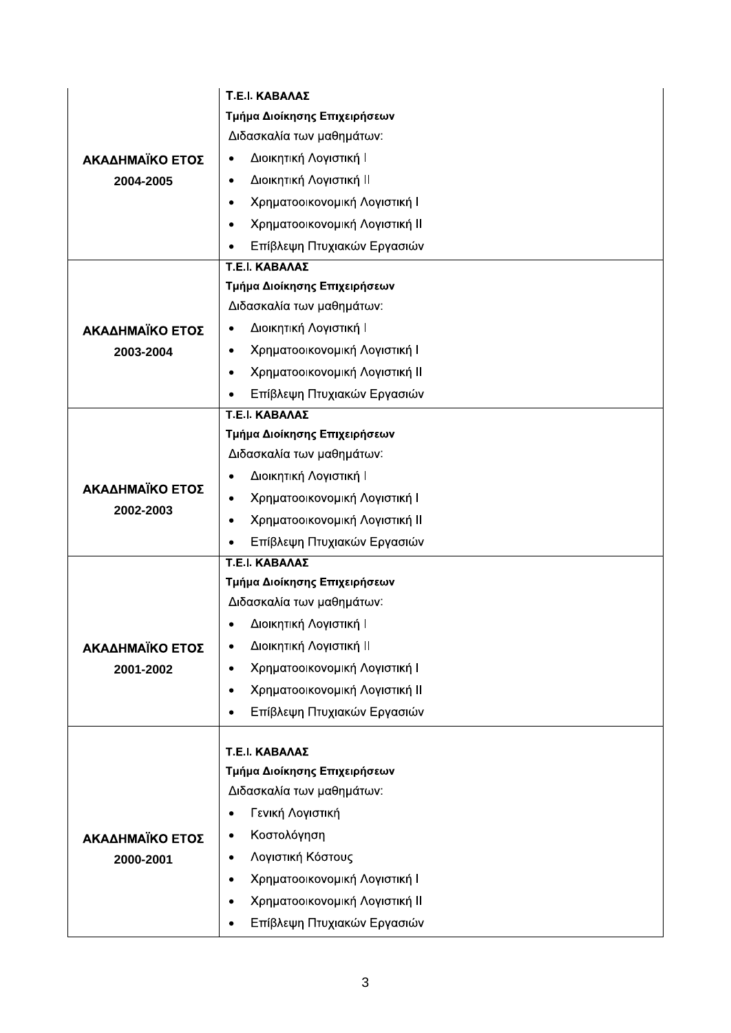| | |
|---|---|
| **ΑΚΑΔΗΜΑΪΚΟ ΕΤΟΣ 2004-2005** | **Τ.Ε.Ι. ΚΑΒΑΛΑΣ**<br>**Τμήμα Διοίκησης Επιχειρήσεων**<br>Διδασκαλία των μαθημάτων:<br>• Διοικητική Λογιστική Ι<br>• Διοικητική Λογιστική ΙΙ<br>• Χρηματοοικονομική Λογιστική Ι<br>• Χρηματοοικονομική Λογιστική ΙΙ<br>• Επίβλεψη Πτυχιακών Εργασιών |
| **ΑΚΑΔΗΜΑΪΚΟ ΕΤΟΣ 2003-2004** | **Τ.Ε.Ι. ΚΑΒΑΛΑΣ**<br>**Τμήμα Διοίκησης Επιχειρήσεων**<br>Διδασκαλία των μαθημάτων:<br>• Διοικητική Λογιστική Ι<br>• Χρηματοοικονομική Λογιστική Ι<br>• Χρηματοοικονομική Λογιστική ΙΙ<br>• Επίβλεψη Πτυχιακών Εργασιών |
| **ΑΚΑΔΗΜΑΪΚΟ ΕΤΟΣ 2002-2003** | **Τ.Ε.Ι. ΚΑΒΑΛΑΣ**<br>**Τμήμα Διοίκησης Επιχειρήσεων**<br>Διδασκαλία των μαθημάτων:<br>• Διοικητική Λογιστική Ι<br>• Χρηματοοικονομική Λογιστική Ι<br>• Χρηματοοικονομική Λογιστική ΙΙ<br>• Επίβλεψη Πτυχιακών Εργασιών |
| **ΑΚΑΔΗΜΑΪΚΟ ΕΤΟΣ 2001-2002** | **Τ.Ε.Ι. ΚΑΒΑΛΑΣ**<br>**Τμήμα Διοίκησης Επιχειρήσεων**<br>Διδασκαλία των μαθημάτων:<br>• Διοικητική Λογιστική Ι<br>• Διοικητική Λογιστική ΙΙ<br>• Χρηματοοικονομική Λογιστική Ι<br>• Χρηματοοικονομική Λογιστική ΙΙ<br>• Επίβλεψη Πτυχιακών Εργασιών |
| **ΑΚΑΔΗΜΑΪΚΟ ΕΤΟΣ 2000-2001** | **Τ.Ε.Ι. ΚΑΒΑΛΑΣ**<br>**Τμήμα Διοίκησης Επιχειρήσεων**<br>Διδασκαλία των μαθημάτων:<br>• Γενική Λογιστική<br>• Κοστολόγηση<br>• Λογιστική Κόστους<br>• Χρηματοοικονομική Λογιστική Ι<br>• Χρηματοοικονομική Λογιστική ΙΙ<br>• Επίβλεψη Πτυχιακών Εργασιών |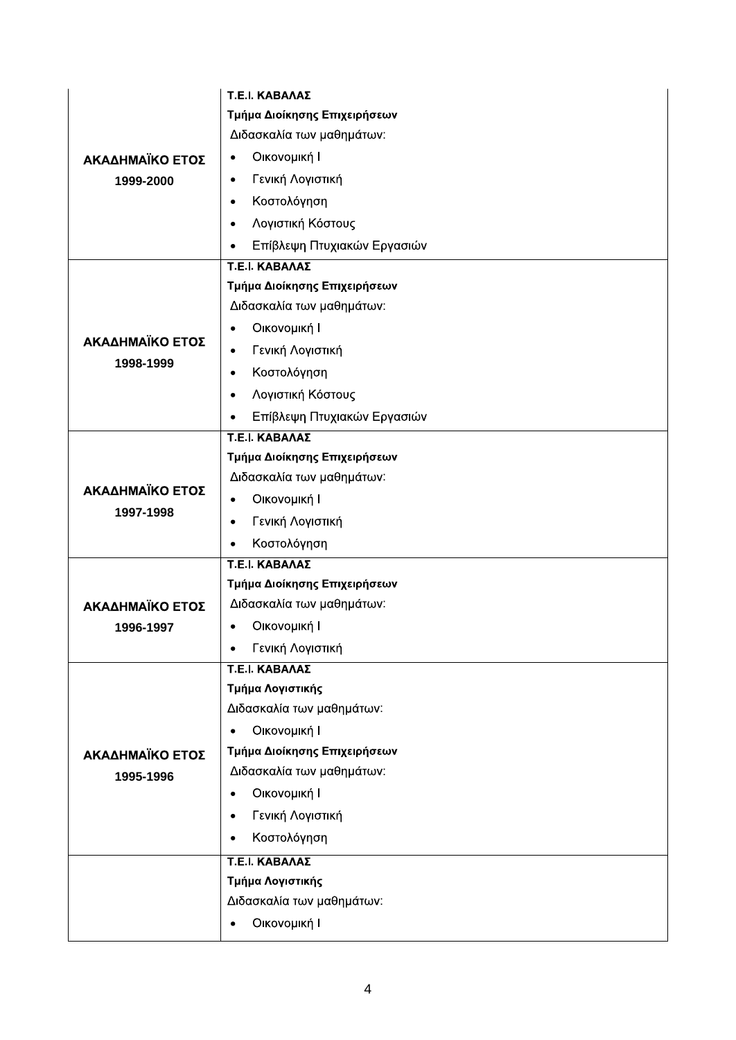| | |
|---|---|
| **ΑΚΑΔΗΜΑΪΚΟ ΕΤΟΣ 1999-2000** | **Τ.Ε.Ι. ΚΑΒΑΛΑΣ**<br>**Τμήμα Διοίκησης Επιχειρήσεων**<br>Διδασκαλία των μαθημάτων:<br>• Οικονομική Ι<br>• Γενική Λογιστική<br>• Κοστολόγηση<br>• Λογιστική Κόστους<br>• Επίβλεψη Πτυχιακών Εργασιών |
| **ΑΚΑΔΗΜΑΪΚΟ ΕΤΟΣ 1998-1999** | **Τ.Ε.Ι. ΚΑΒΑΛΑΣ**<br>**Τμήμα Διοίκησης Επιχειρήσεων**<br>Διδασκαλία των μαθημάτων:<br>• Οικονομική Ι<br>• Γενική Λογιστική<br>• Κοστολόγηση<br>• Λογιστική Κόστους<br>• Επίβλεψη Πτυχιακών Εργασιών |
| **ΑΚΑΔΗΜΑΪΚΟ ΕΤΟΣ 1997-1998** | **Τ.Ε.Ι. ΚΑΒΑΛΑΣ**<br>**Τμήμα Διοίκησης Επιχειρήσεων**<br>Διδασκαλία των μαθημάτων:<br>• Οικονομική Ι<br>• Γενική Λογιστική<br>• Κοστολόγηση |
| **ΑΚΑΔΗΜΑΪΚΟ ΕΤΟΣ 1996-1997** | **Τ.Ε.Ι. ΚΑΒΑΛΑΣ**<br>**Τμήμα Διοίκησης Επιχειρήσεων**<br>Διδασκαλία των μαθημάτων:<br>• Οικονομική Ι<br>• Γενική Λογιστική |
| **ΑΚΑΔΗΜΑΪΚΟ ΕΤΟΣ 1995-1996** | **Τ.Ε.Ι. ΚΑΒΑΛΑΣ**<br>**Τμήμα Λογιστικής**<br>Διδασκαλία των μαθημάτων:<br>• Οικονομική Ι<br>**Τμήμα Διοίκησης Επιχειρήσεων**<br>Διδασκαλία των μαθημάτων:<br>• Οικονομική Ι<br>• Γενική Λογιστική<br>• Κοστολόγηση |
| | **Τ.Ε.Ι. ΚΑΒΑΛΑΣ**<br>**Τμήμα Λογιστικής**<br>Διδασκαλία των μαθημάτων:<br>• Οικονομική Ι |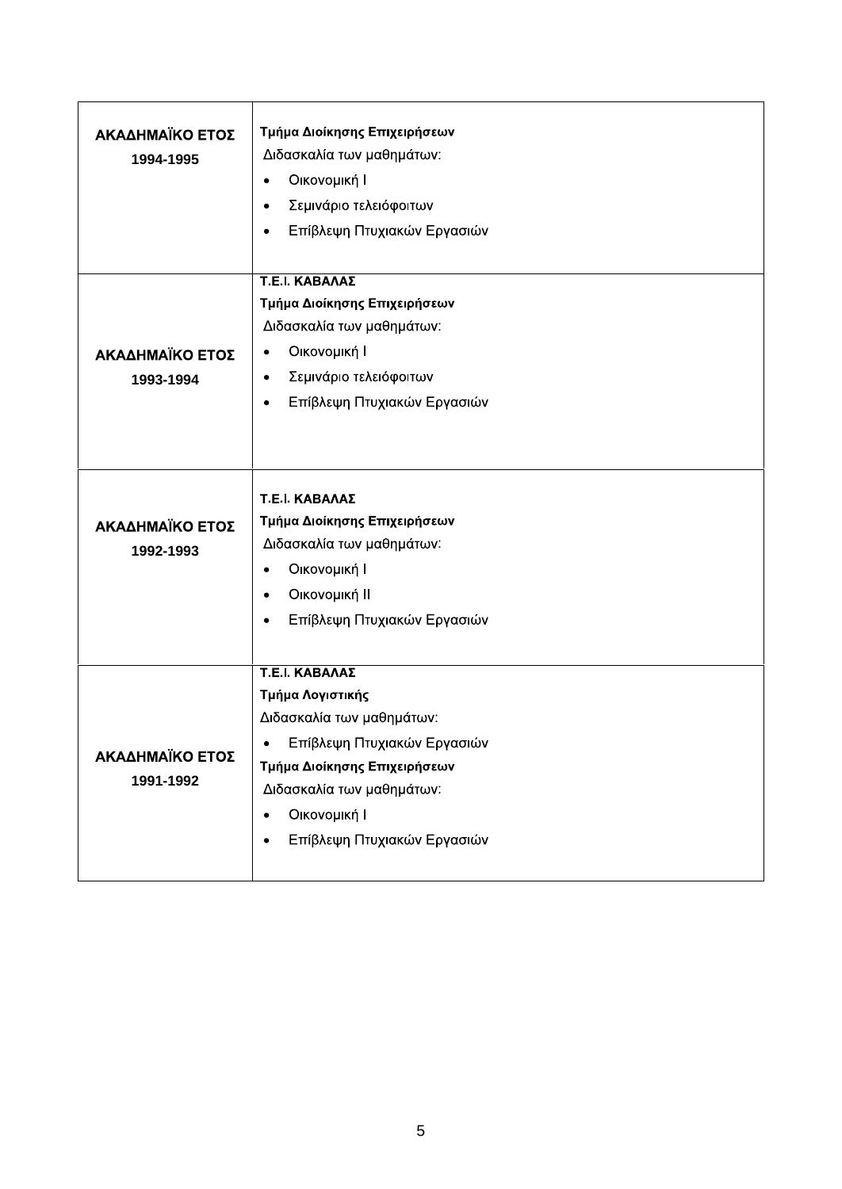| ΑΚΑΔΗΜΑΪΚΟ ΕΤΟΣ 1994-1995 | **Τμήμα Διοίκησης Επιχειρήσεων**<br>Διδασκαλία των μαθημάτων:<br>• Οικονομική Ι<br>• Σεμινάριο τελειόφοιτων<br>• Επίβλεψη Πτυχιακών Εργασιών |
| --- | --- |
| **ΑΚΑΔΗΜΑΪΚΟ ΕΤΟΣ 1993-1994** | **Τ.Ε.Ι. ΚΑΒΑΛΑΣ**<br>**Τμήμα Διοίκησης Επιχειρήσεων**<br>Διδασκαλία των μαθημάτων:<br>• Οικονομική Ι<br>• Σεμινάριο τελειόφοιτων<br>• Επίβλεψη Πτυχιακών Εργασιών |
| **ΑΚΑΔΗΜΑΪΚΟ ΕΤΟΣ 1992-1993** | **Τ.Ε.Ι. ΚΑΒΑΛΑΣ**<br>**Τμήμα Διοίκησης Επιχειρήσεων**<br>Διδασκαλία των μαθημάτων:<br>• Οικονομική Ι<br>• Οικονομική ΙΙ<br>• Επίβλεψη Πτυχιακών Εργασιών |
| **ΑΚΑΔΗΜΑΪΚΟ ΕΤΟΣ 1991-1992** | **Τ.Ε.Ι. ΚΑΒΑΛΑΣ**<br>**Τμήμα Λογιστικής**<br>Διδασκαλία των μαθημάτων:<br>• Επίβλεψη Πτυχιακών Εργασιών<br>**Τμήμα Διοίκησης Επιχειρήσεων**<br>Διδασκαλία των μαθημάτων:<br>• Οικονομική Ι<br>• Επίβλεψη Πτυχιακών Εργασιών |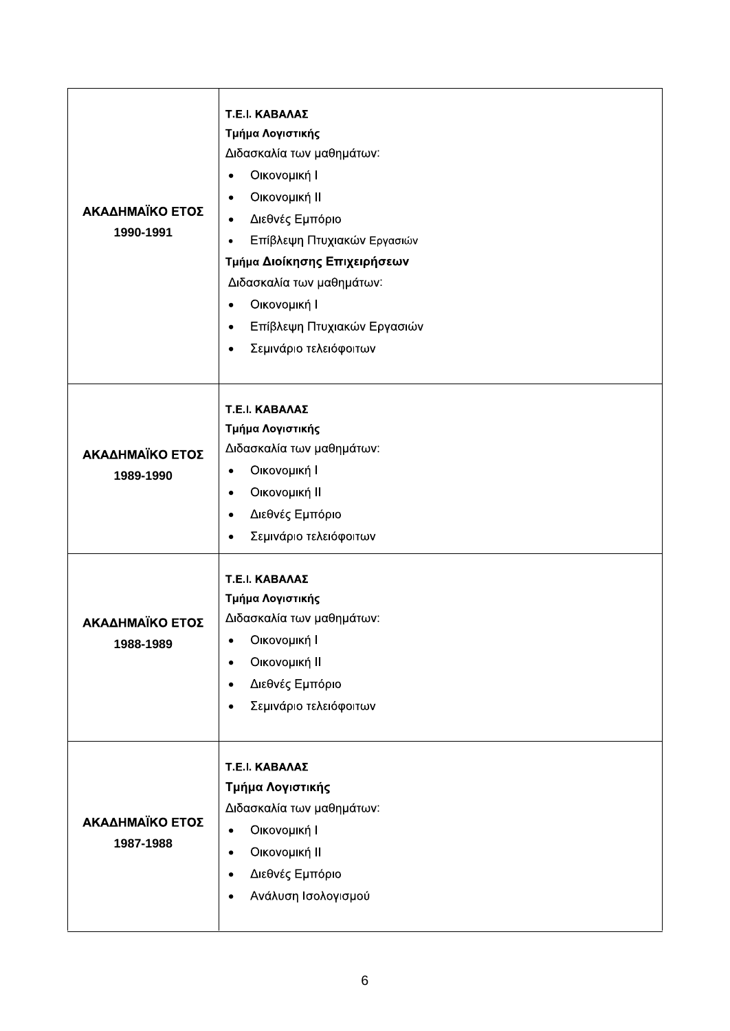| | |
|---|---|
| **ΑΚΑΔΗΜΑΪΚΟ ΕΤΟΣ 1990-1991** | **Τ.Ε.Ι. ΚΑΒΑΛΑΣ**<br>**Τμήμα Λογιστικής**<br>Διδασκαλία των μαθημάτων:<br>• Οικονομική Ι<br>• Οικονομική ΙΙ<br>• Διεθνές Εμπόριο<br>• Επίβλεψη Πτυχιακών Εργασιών<br>**Τμήμα Διοίκησης Επιχειρήσεων**<br>Διδασκαλία των μαθημάτων:<br>• Οικονομική Ι<br>• Επίβλεψη Πτυχιακών Εργασιών<br>• Σεμινάριο τελειόφοιτων |
| **ΑΚΑΔΗΜΑΪΚΟ ΕΤΟΣ 1989-1990** | **Τ.Ε.Ι. ΚΑΒΑΛΑΣ**<br>**Τμήμα Λογιστικής**<br>Διδασκαλία των μαθημάτων:<br>• Οικονομική Ι<br>• Οικονομική ΙΙ<br>• Διεθνές Εμπόριο<br>• Σεμινάριο τελειόφοιτων |
| **ΑΚΑΔΗΜΑΪΚΟ ΕΤΟΣ 1988-1989** | **Τ.Ε.Ι. ΚΑΒΑΛΑΣ**<br>**Τμήμα Λογιστικής**<br>Διδασκαλία των μαθημάτων:<br>• Οικονομική Ι<br>• Οικονομική ΙΙ<br>• Διεθνές Εμπόριο<br>• Σεμινάριο τελειόφοιτων |
| **ΑΚΑΔΗΜΑΪΚΟ ΕΤΟΣ 1987-1988** | **Τ.Ε.Ι. ΚΑΒΑΛΑΣ**<br>**Τμήμα Λογιστικής**<br>Διδασκαλία των μαθημάτων:<br>• Οικονομική Ι<br>• Οικονομική ΙΙ<br>• Διεθνές Εμπόριο<br>• Ανάλυση Ισολογισμού |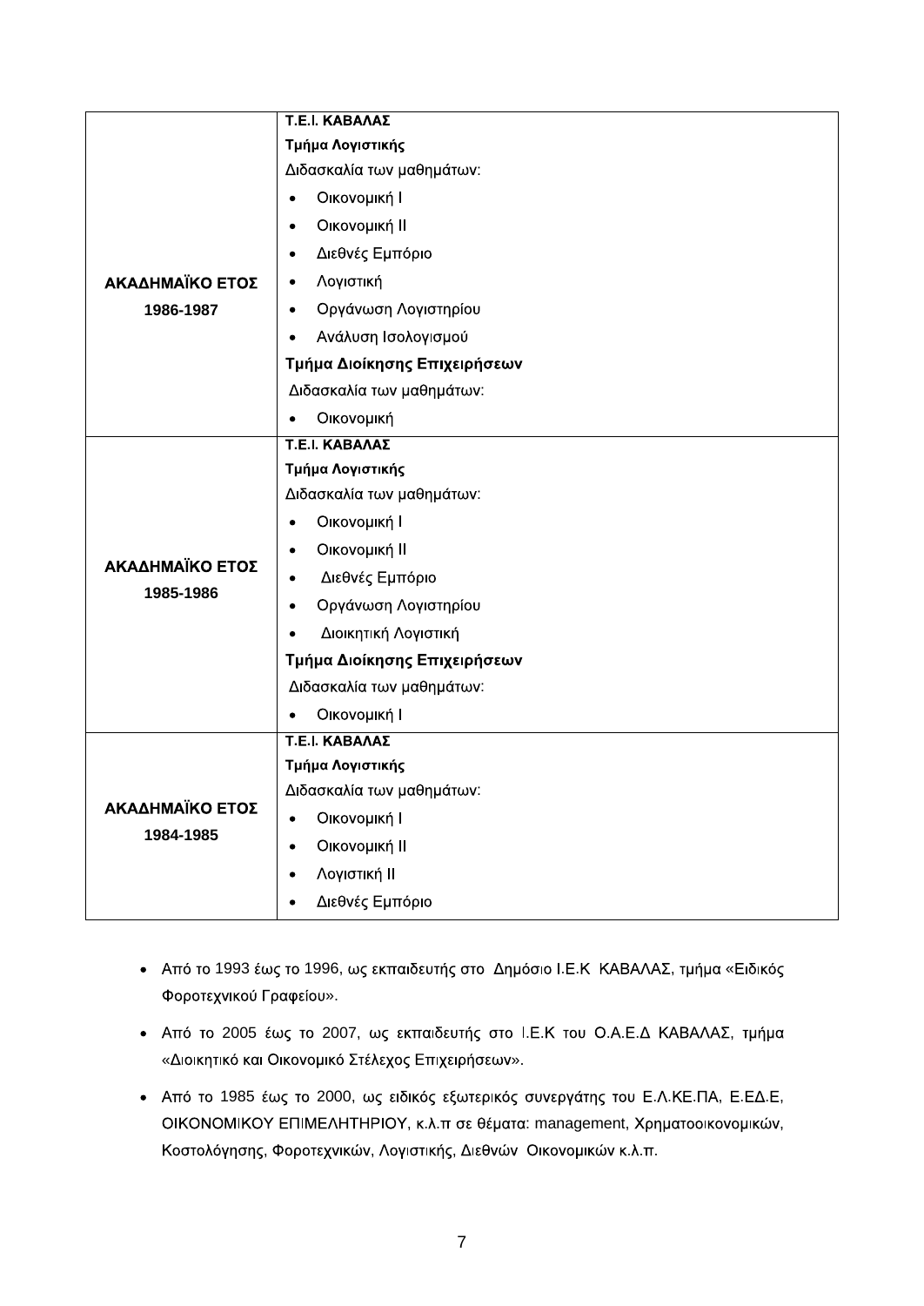| | |
|---|---|
| **ΑΚΑΔΗΜΑΪΚΟ ΕΤΟΣ 1986-1987** | **Τ.Ε.Ι. ΚΑΒΑΛΑΣ**<br>**Τμήμα Λογιστικής**<br>Διδασκαλία των μαθημάτων:<br>• Οικονομική Ι<br>• Οικονομική ΙΙ<br>• Διεθνές Εμπόριο<br>• Λογιστική<br>• Οργάνωση Λογιστηρίου<br>• Ανάλυση Ισολογισμού<br>**Τμήμα Διοίκησης Επιχειρήσεων**<br>Διδασκαλία των μαθημάτων:<br>• Οικονομική |
| **ΑΚΑΔΗΜΑΪΚΟ ΕΤΟΣ 1985-1986** | **Τ.Ε.Ι. ΚΑΒΑΛΑΣ**<br>**Τμήμα Λογιστικής**<br>Διδασκαλία των μαθημάτων:<br>• Οικονομική Ι<br>• Οικονομική ΙΙ<br>• Διεθνές Εμπόριο<br>• Οργάνωση Λογιστηρίου<br>• Διοικητική Λογιστική<br>**Τμήμα Διοίκησης Επιχειρήσεων**<br>Διδασκαλία των μαθημάτων:<br>• Οικονομική Ι |
| **ΑΚΑΔΗΜΑΪΚΟ ΕΤΟΣ 1984-1985** | **Τ.Ε.Ι. ΚΑΒΑΛΑΣ**<br>**Τμήμα Λογιστικής**<br>Διδασκαλία των μαθημάτων:<br>• Οικονομική Ι<br>• Οικονομική ΙΙ<br>• Λογιστική ΙΙ<br>• Διεθνές Εμπόριο |

- Από το 1993 έως το 1996, ως εκπαιδευτής στο Δημόσιο Ι.Ε.Κ ΚΑΒΑΛΑΣ, τμήμα «Ειδικός Φοροτεχνικού Γραφείου».
- Από το 2005 έως το 2007, ως εκπαιδευτής στο Ι.Ε.Κ του Ο.Α.Ε.Δ ΚΑΒΑΛΑΣ, τμήμα «Διοικητικό και Οικονομικό Στέλεχος Επιχειρήσεων».
- Από το 1985 έως το 2000, ως ειδικός εξωτερικός συνεργάτης του Ε.Λ.ΚΕ.ΠΑ, Ε.ΕΔ.Ε, ΟΙΚΟΝΟΜΙΚΟΥ ΕΠΙΜΕΛΗΤΗΡΙΟΥ, κ.λ.π σε θέματα: management, Χρηματοοικονομικών, Κοστολόγησης, Φοροτεχνικών, Λογιστικής, Διεθνών Οικονομικών κ.λ.π.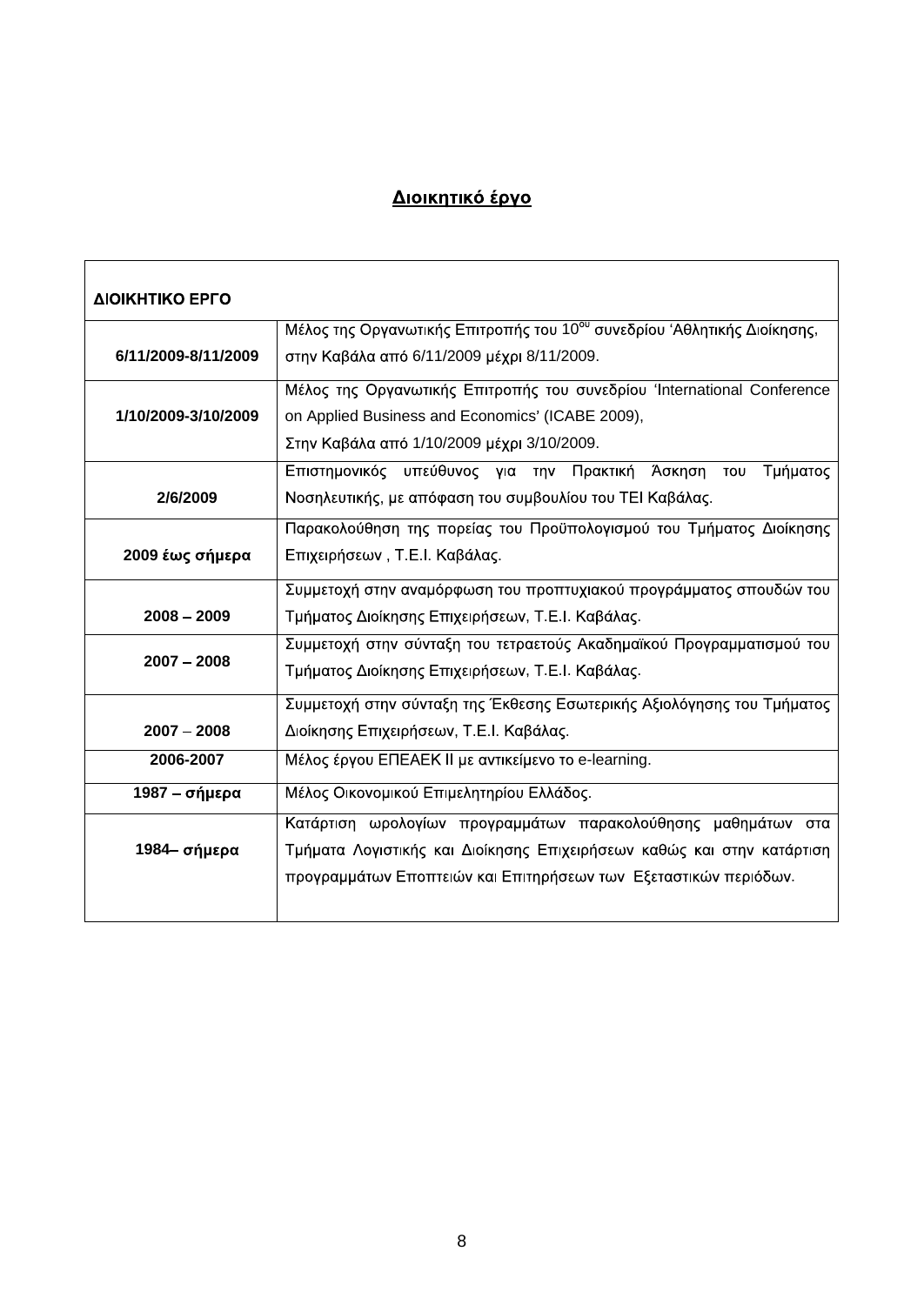## Διοικητικό έργο

| ΔΙΟΙΚΗΤΙΚΟ ΕΡΓΟ | |
|---|---|
| 6/11/2009-8/11/2009 | Μέλος της Οργανωτικής Επιτροπής του 10$^{ου}$ συνεδρίου 'Αθλητικής Διοίκησης, στην Καβάλα από 6/11/2009 μέχρι 8/11/2009. |
| 1/10/2009-3/10/2009 | Μέλος της Οργανωτικής Επιτροπής του συνεδρίου 'International Conference on Applied Business and Economics' (ICABE 2009), Στην Καβάλα από 1/10/2009 μέχρι 3/10/2009. |
| 2/6/2009 | Επιστημονικός υπεύθυνος για την Πρακτική Άσκηση του Τμήματος Νοσηλευτικής, με απόφαση του συμβουλίου του ΤΕΙ Καβάλας. |
| 2009 έως σήμερα | Παρακολούθηση της πορείας του Προϋπολογισμού του Τμήματος Διοίκησης Επιχειρήσεων , Τ.Ε.Ι. Καβάλας. |
| 2008 – 2009 | Συμμετοχή στην αναμόρφωση του προπτυχιακού προγράμματος σπουδών του Τμήματος Διοίκησης Επιχειρήσεων, Τ.Ε.Ι. Καβάλας. |
| 2007 – 2008 | Συμμετοχή στην σύνταξη του τετραετούς Ακαδημαϊκού Προγραμματισμού του Τμήματος Διοίκησης Επιχειρήσεων, Τ.Ε.Ι. Καβάλας. |
| 2007 – 2008 | Συμμετοχή στην σύνταξη της Έκθεσης Εσωτερικής Αξιολόγησης του Τμήματος Διοίκησης Επιχειρήσεων, Τ.Ε.Ι. Καβάλας. |
| 2006-2007 | Μέλος έργου ΕΠΕΑΕΚ ΙΙ με αντικείμενο το e-learning. |
| 1987 – σήμερα | Μέλος Οικονομικού Επιμελητηρίου Ελλάδος. |
| 1984– σήμερα | Κατάρτιση ωρολογίων προγραμμάτων παρακολούθησης μαθημάτων στα Τμήματα Λογιστικής και Διοίκησης Επιχειρήσεων καθώς και στην κατάρτιση προγραμμάτων Εποπτειών και Επιτηρήσεων των Εξεταστικών περιόδων. |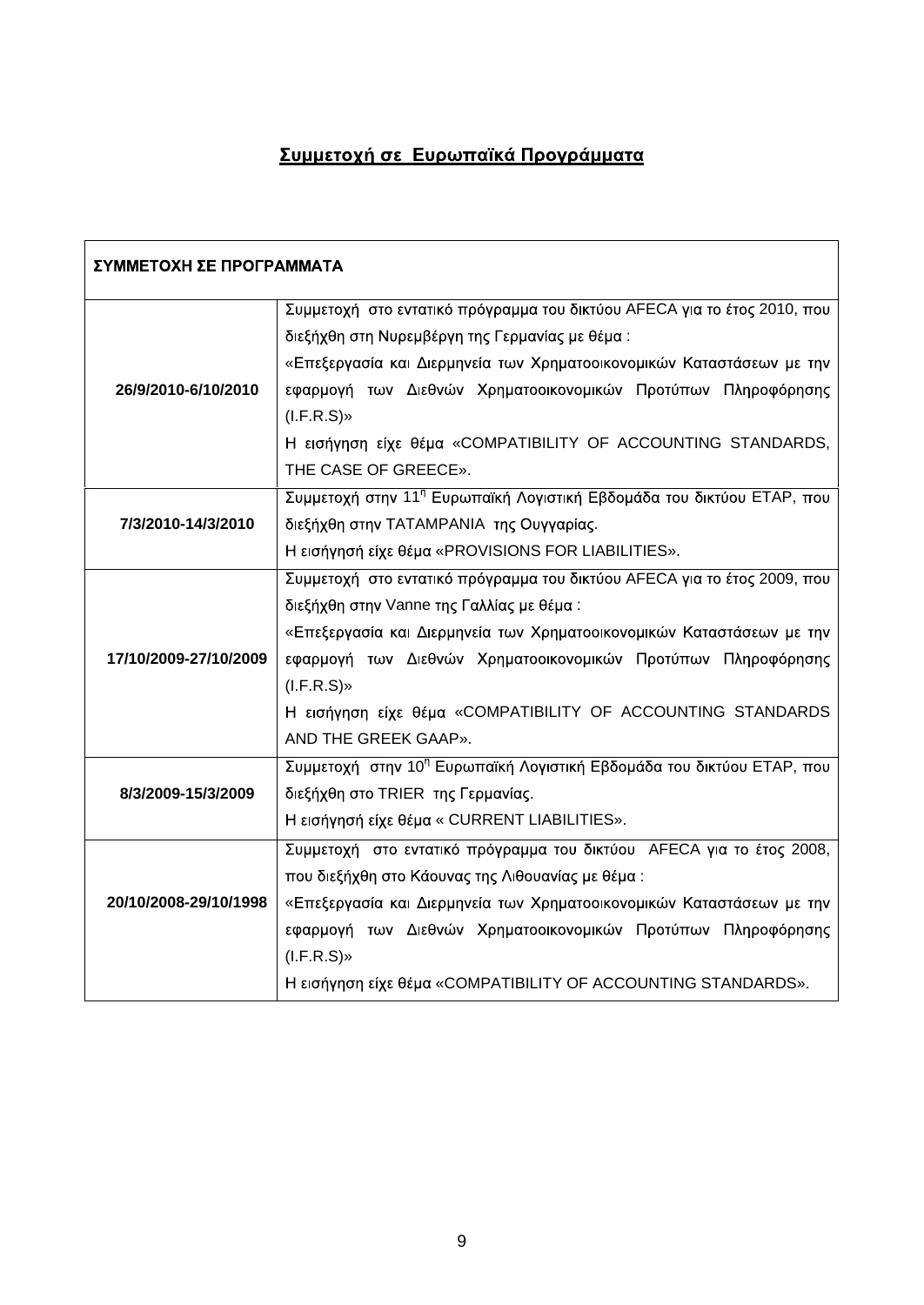## **Συμμετοχή σε Ευρωπαϊκά Προγράμματα**

| **ΣΥΜΜΕΤΟΧΗ ΣΕ ΠΡΟΓΡΑΜΜΑΤΑ** | |
|---|---|
| **26/9/2010-6/10/2010** | Συμμετοχή στο εντατικό πρόγραμμα του δικτύου AFECA για το έτος 2010, που διεξήχθη στη Νυρεμβέργη της Γερμανίας με θέμα : «Επεξεργασία και Διερμηνεία των Χρηματοοικονομικών Καταστάσεων με την εφαρμογή των Διεθνών Χρηματοοικονομικών Προτύπων Πληροφόρησης (I.F.R.S)» Η εισήγηση είχε θέμα «COMPATIBILITY OF ACCOUNTING STANDARDS, THE CASE OF GREECE». |
| **7/3/2010-14/3/2010** | Συμμετοχή στην 11η Ευρωπαϊκή Λογιστική Εβδομάδα του δικτύου ETAP, που διεξήχθη στην TATAMPANIA της Ουγγαρίας. Η εισήγησή είχε θέμα «PROVISIONS FOR LIABILITIES». |
| **17/10/2009-27/10/2009** | Συμμετοχή στο εντατικό πρόγραμμα του δικτύου AFECA για το έτος 2009, που διεξήχθη στην Vanne της Γαλλίας με θέμα : «Επεξεργασία και Διερμηνεία των Χρηματοοικονομικών Καταστάσεων με την εφαρμογή των Διεθνών Χρηματοοικονομικών Προτύπων Πληροφόρησης (I.F.R.S)» Η εισήγηση είχε θέμα «COMPATIBILITY OF ACCOUNTING STANDARDS AND THE GREEK GAAP». |
| **8/3/2009-15/3/2009** | Συμμετοχή στην 10η Ευρωπαϊκή Λογιστική Εβδομάδα του δικτύου ETAP, που διεξήχθη στο TRIER της Γερμανίας. Η εισήγησή είχε θέμα « CURRENT LIABILITIES». |
| **20/10/2008-29/10/1998** | Συμμετοχή στο εντατικό πρόγραμμα του δικτύου AFECA για το έτος 2008, που διεξήχθη στο Κάουνας της Λιθουανίας με θέμα : «Επεξεργασία και Διερμηνεία των Χρηματοοικονομικών Καταστάσεων με την εφαρμογή των Διεθνών Χρηματοοικονομικών Προτύπων Πληροφόρησης (I.F.R.S)» Η εισήγηση είχε θέμα «COMPATIBILITY OF ACCOUNTING STANDARDS». |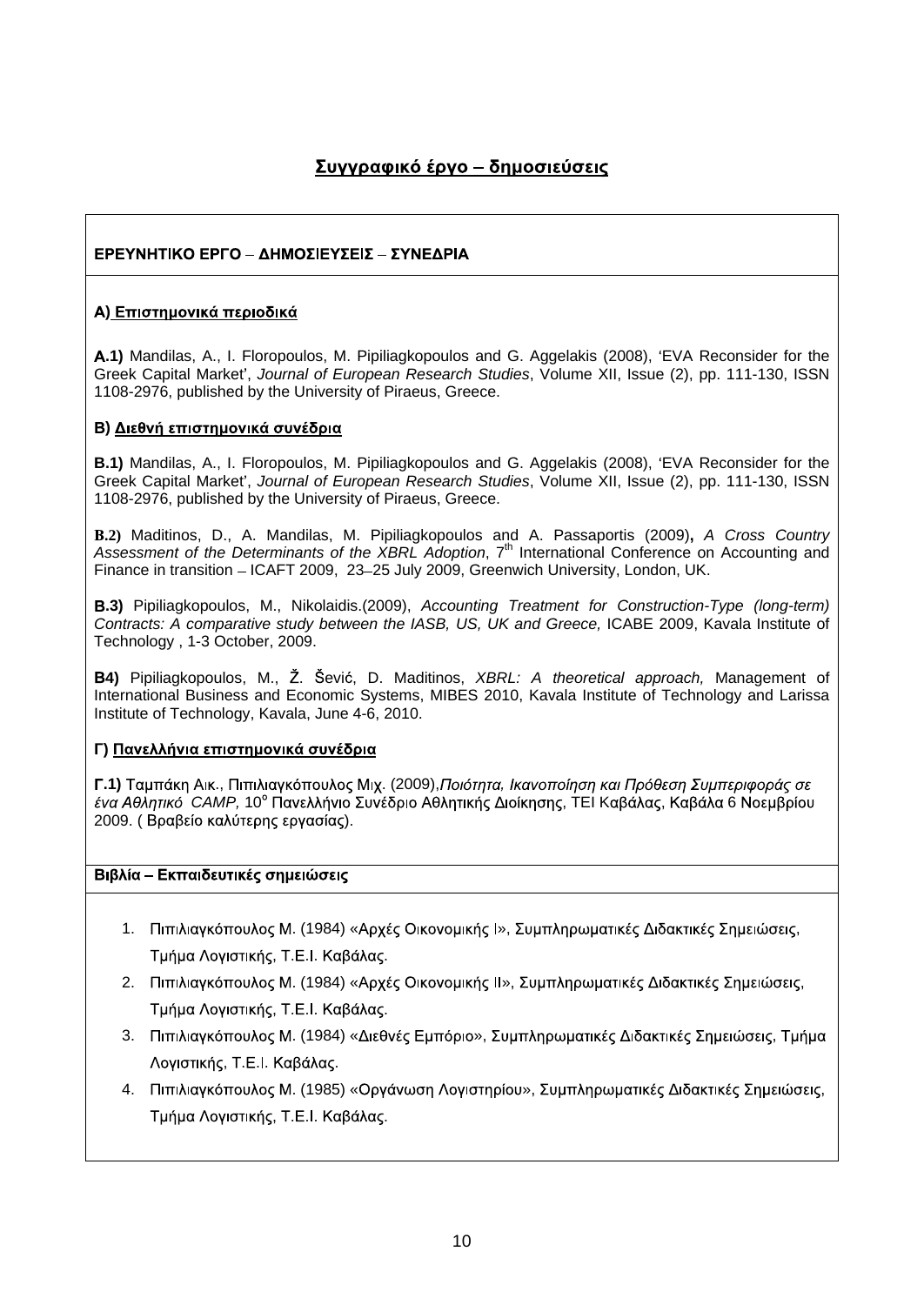## Συγγραφικό έργο – δημοσιεύσεις

### ΕΡΕΥΝΗΤΙΚΟ ΕΡΓΟ – ΔΗΜΟΣΙΕΥΣΕΙΣ – ΣΥΝΕΔΡΙΑ

#### Α) Επιστημονικά περιοδικά

**Α.1)** Mandilas, A., I. Floropoulos, M. Pipiliagkopoulos and G. Aggelakis (2008), 'EVA Reconsider for the Greek Capital Market', *Journal of European Research Studies*, Volume XII, Issue (2), pp. 111-130, ISSN 1108-2976, published by the University of Piraeus, Greece.

#### Β) Διεθνή επιστημονικά συνέδρια

**Β.1)** Mandilas, A., I. Floropoulos, M. Pipiliagkopoulos and G. Aggelakis (2008), 'EVA Reconsider for the Greek Capital Market', *Journal of European Research Studies*, Volume XII, Issue (2), pp. 111-130, ISSN 1108-2976, published by the University of Piraeus, Greece.

**Β.2)** Maditinos, D., A. Mandilas, M. Pipiliagkopoulos and A. Passaportis (2009)**,** *A Cross Country Assessment of the Determinants of the XBRL Adoption*, 7th International Conference on Accounting and Finance in transition – ICAFT 2009, 23–25 July 2009, Greenwich University, London, UK.

**Β.3)** Pipiliagkopoulos, M., Nikolaidis.(2009), *Accounting Treatment for Construction-Type (long-term) Contracts: A comparative study between the IASB, US, UK and Greece,* ICABE 2009, Kavala Institute of Technology , 1-3 October, 2009.

**Β4)** Pipiliagkopoulos, M., Ž. Šević, D. Maditinos, *XBRL: A theoretical approach,* Management of International Business and Economic Systems, MIBES 2010, Kavala Institute of Technology and Larissa Institute of Technology, Kavala, June 4-6, 2010.

#### Γ) Πανελλήνια επιστημονικά συνέδρια

**Γ.1)** Ταμπάκη Αικ., Πιπιλιαγκόπουλος Μιχ. (2009),*Ποιότητα, Ικανοποίηση και Πρόθεση Συμπεριφοράς σε ένα Αθλητικό CAMP,* 10ο Πανελλήνιο Συνέδριο Αθλητικής Διοίκησης, ΤΕΙ Καβάλας, Καβάλα 6 Νοεμβρίου 2009. ( Βραβείο καλύτερης εργασίας).

### Βιβλία – Εκπαιδευτικές σημειώσεις

1. Πιπιλιαγκόπουλος Μ. (1984) «Αρχές Οικονομικής Ι», Συμπληρωματικές Διδακτικές Σημειώσεις, Τμήμα Λογιστικής, Τ.Ε.Ι. Καβάλας.
2. Πιπιλιαγκόπουλος Μ. (1984) «Αρχές Οικονομικής ΙΙ», Συμπληρωματικές Διδακτικές Σημειώσεις, Τμήμα Λογιστικής, Τ.Ε.Ι. Καβάλας.
3. Πιπιλιαγκόπουλος Μ. (1984) «Διεθνές Εμπόριο», Συμπληρωματικές Διδακτικές Σημειώσεις, Τμήμα Λογιστικής, Τ.Ε.Ι. Καβάλας.
4. Πιπιλιαγκόπουλος Μ. (1985) «Οργάνωση Λογιστηρίου», Συμπληρωματικές Διδακτικές Σημειώσεις, Τμήμα Λογιστικής, Τ.Ε.Ι. Καβάλας.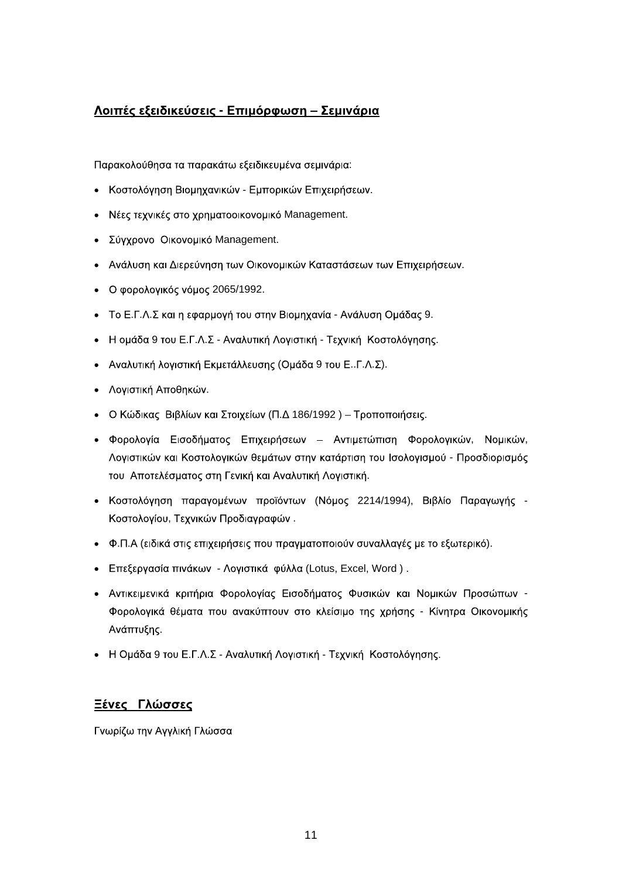## Λοιπές εξειδικεύσεις - Επιμόρφωση – Σεμινάρια

Παρακολούθησα τα παρακάτω εξειδικευμένα σεμινάρια:

- Κοστολόγηση Βιομηχανικών - Εμπορικών Επιχειρήσεων.
- Νέες τεχνικές στο χρηματοοικονομικό Management.
- Σύγχρονο Οικονομικό Management.
- Ανάλυση και Διερεύνηση των Οικονομικών Καταστάσεων των Επιχειρήσεων.
- Ο φορολογικός νόμος 2065/1992.
- Το Ε.Γ.Λ.Σ και η εφαρμογή του στην Βιομηχανία - Ανάλυση Ομάδας 9.
- Η ομάδα 9 του Ε.Γ.Λ.Σ - Αναλυτική Λογιστική - Τεχνική Κοστολόγησης.
- Αναλυτική λογιστική Εκμετάλλευσης (Ομάδα 9 του Ε..Γ.Λ.Σ).
- Λογιστική Αποθηκών.
- Ο Κώδικας Βιβλίων και Στοιχείων (Π.Δ 186/1992 ) – Τροποποιήσεις.
- Φορολογία Εισοδήματος Επιχειρήσεων – Αντιμετώπιση Φορολογικών, Νομικών, Λογιστικών και Κοστολογικών θεμάτων στην κατάρτιση του Ισολογισμού - Προσδιορισμός του Αποτελέσματος στη Γενική και Αναλυτική Λογιστική.
- Κοστολόγηση παραγομένων προϊόντων (Νόμος 2214/1994), Βιβλίο Παραγωγής - Κοστολογίου, Τεχνικών Προδιαγραφών .
- Φ.Π.Α (ειδικά στις επιχειρήσεις που πραγματοποιούν συναλλαγές με το εξωτερικό).
- Επεξεργασία πινάκων - Λογιστικά φύλλα (Lotus, Excel, Word ) .
- Αντικειμενικά κριτήρια Φορολογίας Εισοδήματος Φυσικών και Νομικών Προσώπων - Φορολογικά θέματα που ανακύπτουν στο κλείσιμο της χρήσης - Κίνητρα Οικονομικής Ανάπτυξης.
- Η Ομάδα 9 του Ε.Γ.Λ.Σ - Αναλυτική Λογιστική - Τεχνική Κοστολόγησης.

## Ξένες Γλώσσες

Γνωρίζω την Αγγλική Γλώσσα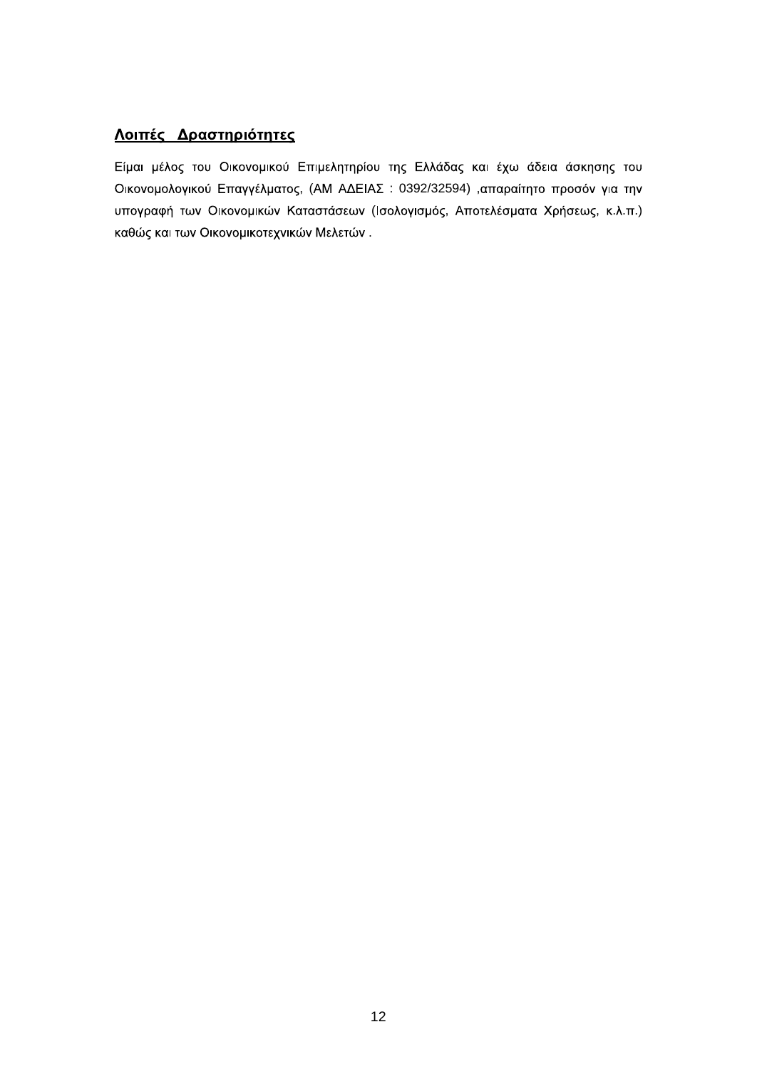## Λοιπές Δραστηριότητες

Είμαι μέλος του Οικονομικού Επιμελητηρίου της Ελλάδας και έχω άδεια άσκησης του Οικονομολογικού Επαγγέλματος, (ΑΜ ΑΔΕΙΑΣ : 0392/32594) ,απαραίτητο προσόν για την υπογραφή των Οικονομικών Καταστάσεων (Ισολογισμός, Αποτελέσματα Χρήσεως, κ.λ.π.) καθώς και των Οικονομικοτεχνικών Μελετών .